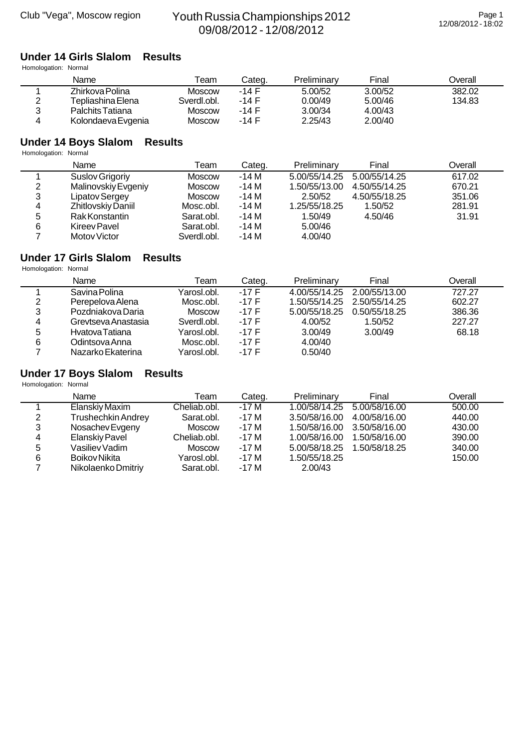Club "Vega", Moscow region

# Youth Russia Championships 2012
09/08/2012 - 12/08/2012

## Under 14 Girls Slalom Results

Homologation: Normal

| | Name | Team | Categ. | Preliminary | Final | Overall |
|---|---|---|---|---|---|---|
| 1 | Zhirkova Polina | Moscow | -14 F | 5.00/52 | 3.00/52 | 382.02 |
| 2 | Tepliashina Elena | Sverdl.obl. | -14 F | 0.00/49 | 5.00/46 | 134.83 |
| 3 | Palchits Tatiana | Moscow | -14 F | 3.00/34 | 4.00/43 | |
| 4 | Kolondaeva Evgenia | Moscow | -14 F | 2.25/43 | 2.00/40 | |

## Under 14 Boys Slalom Results

Homologation: Normal

| | Name | Team | Categ. | Preliminary | Final | Overall |
|---|---|---|---|---|---|---|
| 1 | Suslov Grigoriy | Moscow | -14 M | 5.00/55/14.25 | 5.00/55/14.25 | 617.02 |
| 2 | Malinovskiy Evgeniy | Moscow | -14 M | 1.50/55/13.00 | 4.50/55/14.25 | 670.21 |
| 3 | Lipatov Sergey | Moscow | -14 M | 2.50/52 | 4.50/55/18.25 | 351.06 |
| 4 | Zhitlovskiy Daniil | Mosc.obl. | -14 M | 1.25/55/18.25 | 1.50/52 | 281.91 |
| 5 | Rak Konstantin | Sarat.obl. | -14 M | 1.50/49 | 4.50/46 | 31.91 |
| 6 | Kireev Pavel | Sarat.obl. | -14 M | 5.00/46 | | |
| 7 | Motov Victor | Sverdl.obl. | -14 M | 4.00/40 | | |

## Under 17 Girls Slalom Results

Homologation: Normal

| | Name | Team | Categ. | Preliminary | Final | Overall |
|---|---|---|---|---|---|---|
| 1 | Savina Polina | Yarosl.obl. | -17 F | 4.00/55/14.25 | 2.00/55/13.00 | 727.27 |
| 2 | Perepelova Alena | Mosc.obl. | -17 F | 1.50/55/14.25 | 2.50/55/14.25 | 602.27 |
| 3 | Pozdniakova Daria | Moscow | -17 F | 5.00/55/18.25 | 0.50/55/18.25 | 386.36 |
| 4 | Grevtseva Anastasia | Sverdl.obl. | -17 F | 4.00/52 | 1.50/52 | 227.27 |
| 5 | Hvatova Tatiana | Yarosl.obl. | -17 F | 3.00/49 | 3.00/49 | 68.18 |
| 6 | Odintsova Anna | Mosc.obl. | -17 F | 4.00/40 | | |
| 7 | Nazarko Ekaterina | Yarosl.obl. | -17 F | 0.50/40 | | |

## Under 17 Boys Slalom Results

Homologation: Normal

| | Name | Team | Categ. | Preliminary | Final | Overall |
|---|---|---|---|---|---|---|
| 1 | Elanskiy Maxim | Cheliab.obl. | -17 M | 1.00/58/14.25 | 5.00/58/16.00 | 500.00 |
| 2 | Trushechkin Andrey | Sarat.obl. | -17 M | 3.50/58/16.00 | 4.00/58/16.00 | 440.00 |
| 3 | Nosachev Evgeny | Moscow | -17 M | 1.50/58/16.00 | 3.50/58/16.00 | 430.00 |
| 4 | Elanskiy Pavel | Cheliab.obl. | -17 M | 1.00/58/16.00 | 1.50/58/16.00 | 390.00 |
| 5 | Vasiliev Vadim | Moscow | -17 M | 5.00/58/18.25 | 1.50/58/18.25 | 340.00 |
| 6 | Boikov Nikita | Yarosl.obl. | -17 M | 1.50/55/18.25 | | 150.00 |
| 7 | Nikolaenko Dmitriy | Sarat.obl. | -17 M | 2.00/43 | | |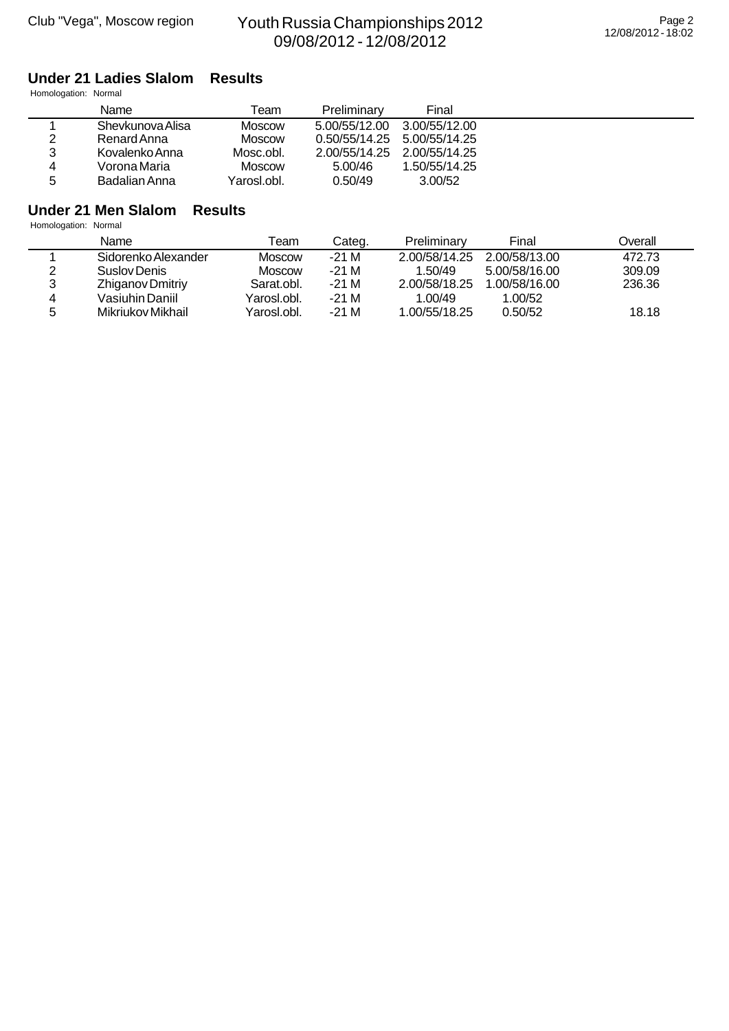## Under 21 Ladies Slalom Results

Homologation: Normal

| | Name | Team | Preliminary | Final |
|---|---|---|---|---|
| 1 | Shevkunova Alisa | Moscow | 5.00/55/12.00 | 3.00/55/12.00 |
| 2 | Renard Anna | Moscow | 0.50/55/14.25 | 5.00/55/14.25 |
| 3 | Kovalenko Anna | Mosc.obl. | 2.00/55/14.25 | 2.00/55/14.25 |
| 4 | Vorona Maria | Moscow | 5.00/46 | 1.50/55/14.25 |
| 5 | Badalian Anna | Yarosl.obl. | 0.50/49 | 3.00/52 |

## Under 21 Men Slalom Results

Homologation: Normal

| | Name | Team | Categ. | Preliminary | Final | Overall |
|---|---|---|---|---|---|---|
| 1 | Sidorenko Alexander | Moscow | -21 M | 2.00/58/14.25 | 2.00/58/13.00 | 472.73 |
| 2 | Suslov Denis | Moscow | -21 M | 1.50/49 | 5.00/58/16.00 | 309.09 |
| 3 | Zhiganov Dmitriy | Sarat.obl. | -21 M | 2.00/58/18.25 | 1.00/58/16.00 | 236.36 |
| 4 | Vasiuhin Daniil | Yarosl.obl. | -21 M | 1.00/49 | 1.00/52 | |
| 5 | Mikriukov Mikhail | Yarosl.obl. | -21 M | 1.00/55/18.25 | 0.50/52 | 18.18 |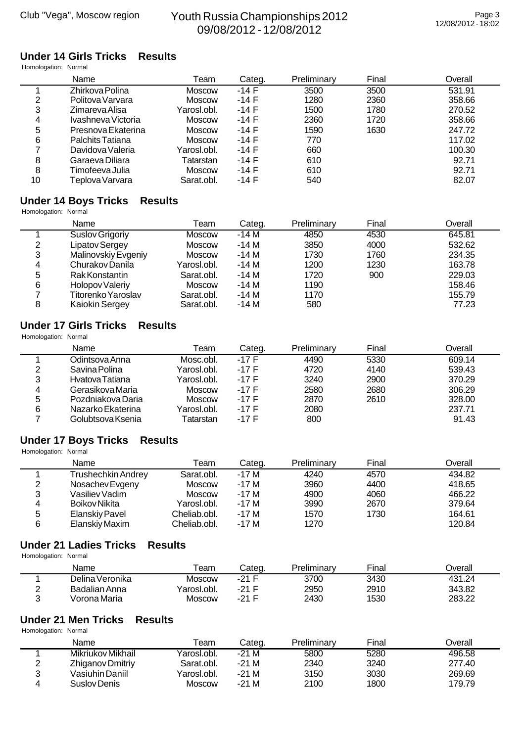## Under 14 Girls Tricks Results

Homologation: Normal

| | Name | Team | Categ. | Preliminary | Final | Overall |
|---|---|---|---|---|---|---|
| 1 | Zhirkova Polina | Moscow | -14 F | 3500 | 3500 | 531.91 |
| 2 | Politova Varvara | Moscow | -14 F | 1280 | 2360 | 358.66 |
| 3 | Zimareva Alisa | Yarosl.obl. | -14 F | 1500 | 1780 | 270.52 |
| 4 | Ivashneva Victoria | Moscow | -14 F | 2360 | 1720 | 358.66 |
| 5 | Presnova Ekaterina | Moscow | -14 F | 1590 | 1630 | 247.72 |
| 6 | Palchits Tatiana | Moscow | -14 F | 770 | | 117.02 |
| 7 | Davidova Valeria | Yarosl.obl. | -14 F | 660 | | 100.30 |
| 8 | Garaeva Diliara | Tatarstan | -14 F | 610 | | 92.71 |
| 8 | Timofeeva Julia | Moscow | -14 F | 610 | | 92.71 |
| 10 | Teplova Varvara | Sarat.obl. | -14 F | 540 | | 82.07 |

## Under 14 Boys Tricks Results

Homologation: Normal

| | Name | Team | Categ. | Preliminary | Final | Overall |
|---|---|---|---|---|---|---|
| 1 | Suslov Grigoriy | Moscow | -14 M | 4850 | 4530 | 645.81 |
| 2 | Lipatov Sergey | Moscow | -14 M | 3850 | 4000 | 532.62 |
| 3 | Malinovskiy Evgeniy | Moscow | -14 M | 1730 | 1760 | 234.35 |
| 4 | Churakov Danila | Yarosl.obl. | -14 M | 1200 | 1230 | 163.78 |
| 5 | Rak Konstantin | Sarat.obl. | -14 M | 1720 | 900 | 229.03 |
| 6 | Holopov Valeriy | Moscow | -14 M | 1190 | | 158.46 |
| 7 | Titorenko Yaroslav | Sarat.obl. | -14 M | 1170 | | 155.79 |
| 8 | Kaiokin Sergey | Sarat.obl. | -14 M | 580 | | 77.23 |

## Under 17 Girls Tricks Results

Homologation: Normal

| | Name | Team | Categ. | Preliminary | Final | Overall |
|---|---|---|---|---|---|---|
| 1 | Odintsova Anna | Mosc.obl. | -17 F | 4490 | 5330 | 609.14 |
| 2 | Savina Polina | Yarosl.obl. | -17 F | 4720 | 4140 | 539.43 |
| 3 | Hvatova Tatiana | Yarosl.obl. | -17 F | 3240 | 2900 | 370.29 |
| 4 | Gerasikova Maria | Moscow | -17 F | 2580 | 2680 | 306.29 |
| 5 | Pozdniakova Daria | Moscow | -17 F | 2870 | 2610 | 328.00 |
| 6 | Nazarko Ekaterina | Yarosl.obl. | -17 F | 2080 | | 237.71 |
| 7 | Golubtsova Ksenia | Tatarstan | -17 F | 800 | | 91.43 |

## Under 17 Boys Tricks Results

Homologation: Normal

| | Name | Team | Categ. | Preliminary | Final | Overall |
|---|---|---|---|---|---|---|
| 1 | Trushechkin Andrey | Sarat.obl. | -17 M | 4240 | 4570 | 434.82 |
| 2 | Nosachev Evgeny | Moscow | -17 M | 3960 | 4400 | 418.65 |
| 3 | Vasiliev Vadim | Moscow | -17 M | 4900 | 4060 | 466.22 |
| 4 | Boikov Nikita | Yarosl.obl. | -17 M | 3990 | 2670 | 379.64 |
| 5 | Elanskiy Pavel | Cheliab.obl. | -17 M | 1570 | 1730 | 164.61 |
| 6 | Elanskiy Maxim | Cheliab.obl. | -17 M | 1270 | | 120.84 |

## Under 21 Ladies Tricks Results

Homologation: Normal

| | Name | Team | Categ. | Preliminary | Final | Overall |
|---|---|---|---|---|---|---|
| 1 | Delina Veronika | Moscow | -21 F | 3700 | 3430 | 431.24 |
| 2 | Badalian Anna | Yarosl.obl. | -21 F | 2950 | 2910 | 343.82 |
| 3 | Vorona Maria | Moscow | -21 F | 2430 | 1530 | 283.22 |

## Under 21 Men Tricks Results

Homologation: Normal

| | Name | Team | Categ. | Preliminary | Final | Overall |
|---|---|---|---|---|---|---|
| 1 | Mikriukov Mikhail | Yarosl.obl. | -21 M | 5800 | 5280 | 496.58 |
| 2 | Zhiganov Dmitriy | Sarat.obl. | -21 M | 2340 | 3240 | 277.40 |
| 3 | Vasiuhin Daniil | Yarosl.obl. | -21 M | 3150 | 3030 | 269.69 |
| 4 | Suslov Denis | Moscow | -21 M | 2100 | 1800 | 179.79 |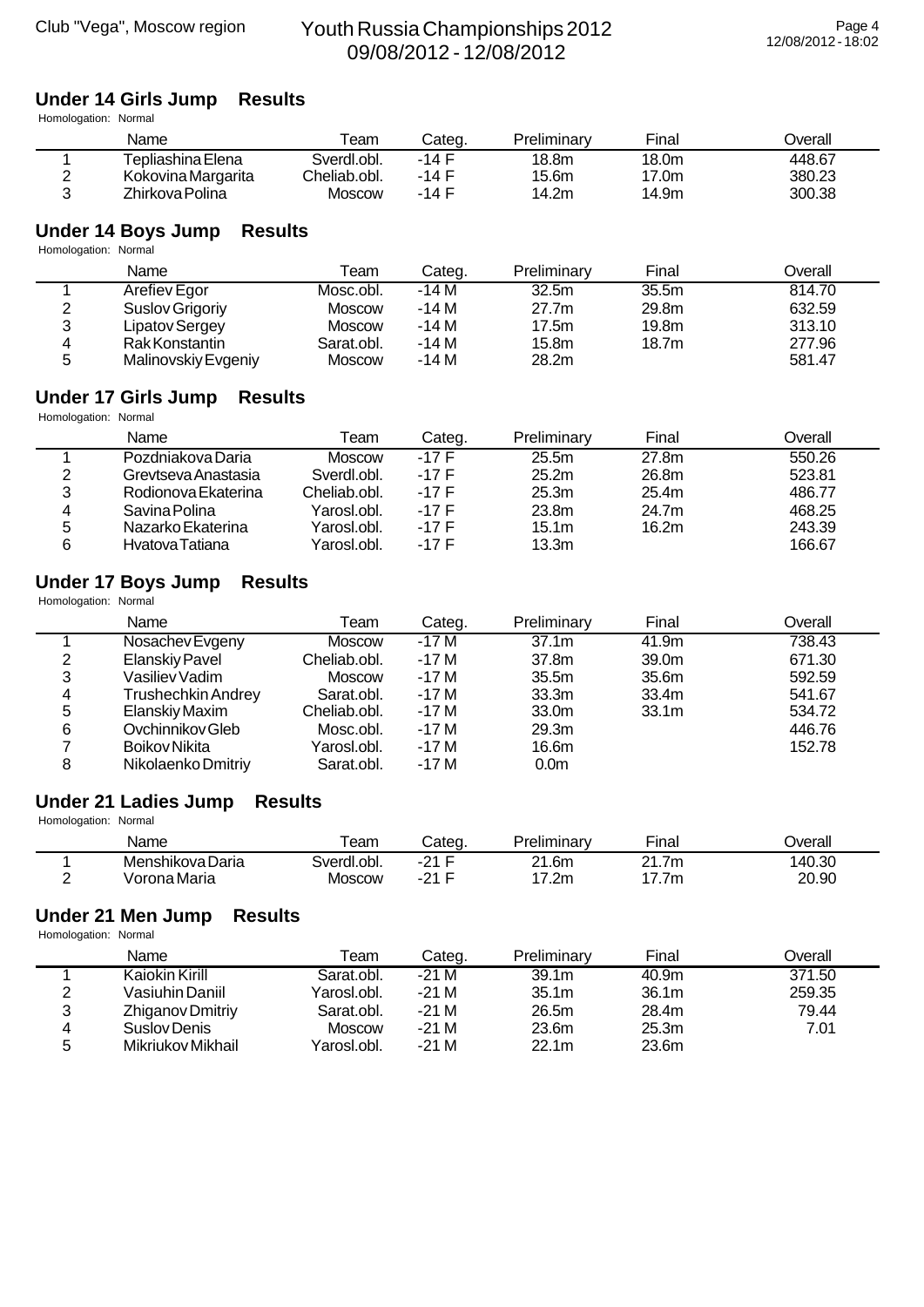## Under 14 Girls Jump Results

Homologation: Normal

| | Name | Team | Categ. | Preliminary | Final | Overall |
|---|---|---|---|---|---|---|
| 1 | Tepliashina Elena | Sverdl.obl. | -14 F | 18.8m | 18.0m | 448.67 |
| 2 | Kokovina Margarita | Cheliab.obl. | -14 F | 15.6m | 17.0m | 380.23 |
| 3 | Zhirkova Polina | Moscow | -14 F | 14.2m | 14.9m | 300.38 |

## Under 14 Boys Jump Results

Homologation: Normal

| | Name | Team | Categ. | Preliminary | Final | Overall |
|---|---|---|---|---|---|---|
| 1 | Arefiev Egor | Mosc.obl. | -14 M | 32.5m | 35.5m | 814.70 |
| 2 | Suslov Grigoriy | Moscow | -14 M | 27.7m | 29.8m | 632.59 |
| 3 | Lipatov Sergey | Moscow | -14 M | 17.5m | 19.8m | 313.10 |
| 4 | Rak Konstantin | Sarat.obl. | -14 M | 15.8m | 18.7m | 277.96 |
| 5 | Malinovskiy Evgeniy | Moscow | -14 M | 28.2m | | 581.47 |

## Under 17 Girls Jump Results

Homologation: Normal

| | Name | Team | Categ. | Preliminary | Final | Overall |
|---|---|---|---|---|---|---|
| 1 | Pozdniakova Daria | Moscow | -17 F | 25.5m | 27.8m | 550.26 |
| 2 | Grevtseva Anastasia | Sverdl.obl. | -17 F | 25.2m | 26.8m | 523.81 |
| 3 | Rodionova Ekaterina | Cheliab.obl. | -17 F | 25.3m | 25.4m | 486.77 |
| 4 | Savina Polina | Yarosl.obl. | -17 F | 23.8m | 24.7m | 468.25 |
| 5 | Nazarko Ekaterina | Yarosl.obl. | -17 F | 15.1m | 16.2m | 243.39 |
| 6 | Hvatova Tatiana | Yarosl.obl. | -17 F | 13.3m | | 166.67 |

## Under 17 Boys Jump Results

Homologation: Normal

| | Name | Team | Categ. | Preliminary | Final | Overall |
|---|---|---|---|---|---|---|
| 1 | Nosachev Evgeny | Moscow | -17 M | 37.1m | 41.9m | 738.43 |
| 2 | Elanskiy Pavel | Cheliab.obl. | -17 M | 37.8m | 39.0m | 671.30 |
| 3 | Vasiliev Vadim | Moscow | -17 M | 35.5m | 35.6m | 592.59 |
| 4 | Trushechkin Andrey | Sarat.obl. | -17 M | 33.3m | 33.4m | 541.67 |
| 5 | Elanskiy Maxim | Cheliab.obl. | -17 M | 33.0m | 33.1m | 534.72 |
| 6 | Ovchinnikov Gleb | Mosc.obl. | -17 M | 29.3m | | 446.76 |
| 7 | Boikov Nikita | Yarosl.obl. | -17 M | 16.6m | | 152.78 |
| 8 | Nikolaenko Dmitriy | Sarat.obl. | -17 M | 0.0m | | |

## Under 21 Ladies Jump Results

Homologation: Normal

| | Name | Team | Categ. | Preliminary | Final | Overall |
|---|---|---|---|---|---|---|
| 1 | Menshikova Daria | Sverdl.obl. | -21 F | 21.6m | 21.7m | 140.30 |
| 2 | Vorona Maria | Moscow | -21 F | 17.2m | 17.7m | 20.90 |

## Under 21 Men Jump Results

Homologation: Normal

| | Name | Team | Categ. | Preliminary | Final | Overall |
|---|---|---|---|---|---|---|
| 1 | Kaiokin Kirill | Sarat.obl. | -21 M | 39.1m | 40.9m | 371.50 |
| 2 | Vasiuhin Daniil | Yarosl.obl. | -21 M | 35.1m | 36.1m | 259.35 |
| 3 | Zhiganov Dmitriy | Sarat.obl. | -21 M | 26.5m | 28.4m | 79.44 |
| 4 | Suslov Denis | Moscow | -21 M | 23.6m | 25.3m | 7.01 |
| 5 | Mikriukov Mikhail | Yarosl.obl. | -21 M | 22.1m | 23.6m | |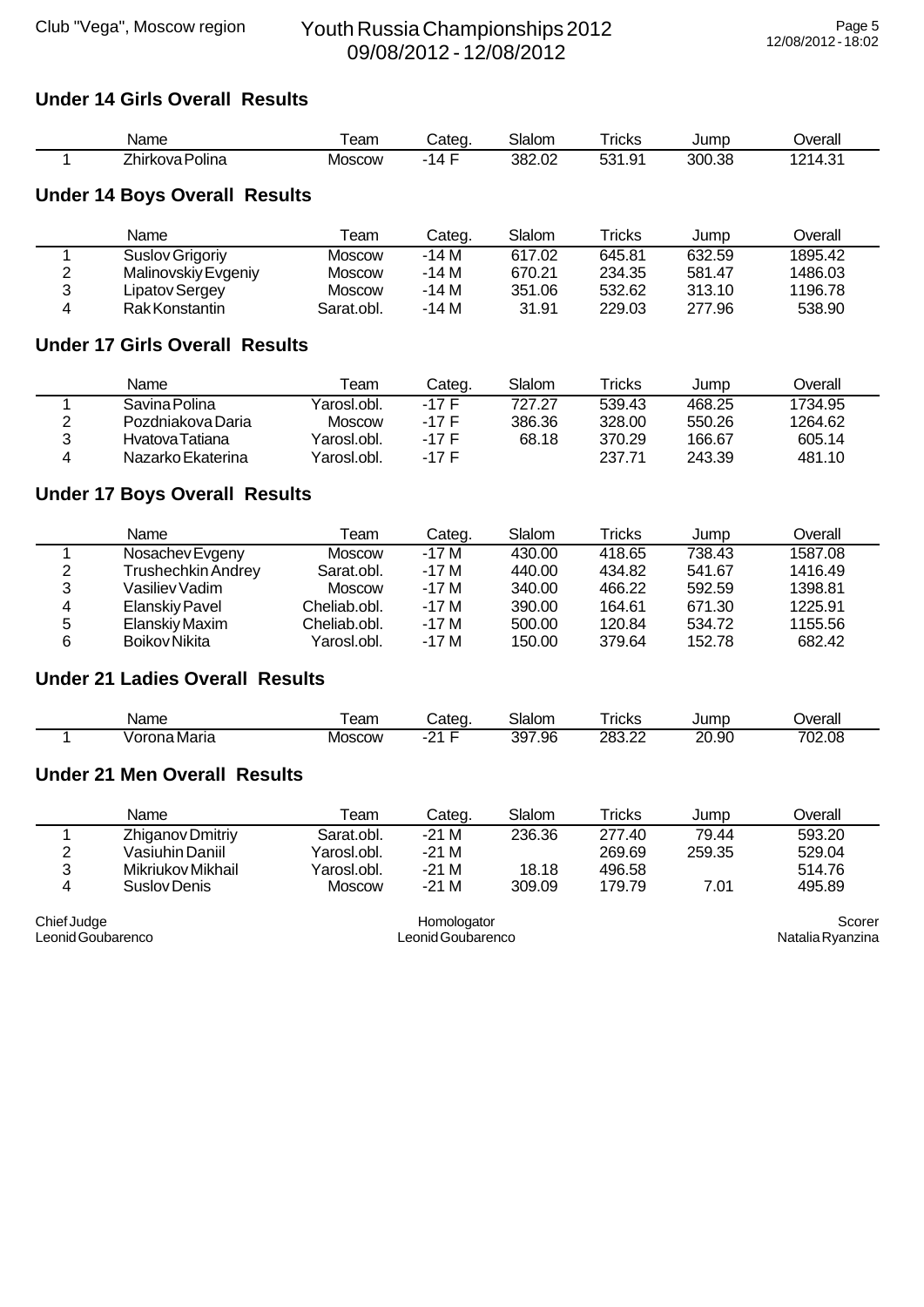### Under 14 Girls Overall Results

| | Name | Team | Categ. | Slalom | Tricks | Jump | Overall |
|---|---|---|---|---|---|---|---|
| 1 | Zhirkova Polina | Moscow | -14 F | 382.02 | 531.91 | 300.38 | 1214.31 |

### Under 14 Boys Overall Results

| | Name | Team | Categ. | Slalom | Tricks | Jump | Overall |
|---|---|---|---|---|---|---|---|
| 1 | Suslov Grigoriy | Moscow | -14 M | 617.02 | 645.81 | 632.59 | 1895.42 |
| 2 | Malinovskiy Evgeniy | Moscow | -14 M | 670.21 | 234.35 | 581.47 | 1486.03 |
| 3 | Lipatov Sergey | Moscow | -14 M | 351.06 | 532.62 | 313.10 | 1196.78 |
| 4 | Rak Konstantin | Sarat.obl. | -14 M | 31.91 | 229.03 | 277.96 | 538.90 |

### Under 17 Girls Overall Results

| | Name | Team | Categ. | Slalom | Tricks | Jump | Overall |
|---|---|---|---|---|---|---|---|
| 1 | Savina Polina | Yarosl.obl. | -17 F | 727.27 | 539.43 | 468.25 | 1734.95 |
| 2 | Pozdniakova Daria | Moscow | -17 F | 386.36 | 328.00 | 550.26 | 1264.62 |
| 3 | Hvatova Tatiana | Yarosl.obl. | -17 F | 68.18 | 370.29 | 166.67 | 605.14 |
| 4 | Nazarko Ekaterina | Yarosl.obl. | -17 F | | 237.71 | 243.39 | 481.10 |

### Under 17 Boys Overall Results

| | Name | Team | Categ. | Slalom | Tricks | Jump | Overall |
|---|---|---|---|---|---|---|---|
| 1 | Nosachev Evgeny | Moscow | -17 M | 430.00 | 418.65 | 738.43 | 1587.08 |
| 2 | Trushechkin Andrey | Sarat.obl. | -17 M | 440.00 | 434.82 | 541.67 | 1416.49 |
| 3 | Vasiliev Vadim | Moscow | -17 M | 340.00 | 466.22 | 592.59 | 1398.81 |
| 4 | Elanskiy Pavel | Cheliab.obl. | -17 M | 390.00 | 164.61 | 671.30 | 1225.91 |
| 5 | Elanskiy Maxim | Cheliab.obl. | -17 M | 500.00 | 120.84 | 534.72 | 1155.56 |
| 6 | Boikov Nikita | Yarosl.obl. | -17 M | 150.00 | 379.64 | 152.78 | 682.42 |

### Under 21 Ladies Overall Results

| | Name | Team | Categ. | Slalom | Tricks | Jump | Overall |
|---|---|---|---|---|---|---|---|
| 1 | Vorona Maria | Moscow | -21 F | 397.96 | 283.22 | 20.90 | 702.08 |

### Under 21 Men Overall Results

| | Name | Team | Categ. | Slalom | Tricks | Jump | Overall |
|---|---|---|---|---|---|---|---|
| 1 | Zhiganov Dmitriy | Sarat.obl. | -21 M | 236.36 | 277.40 | 79.44 | 593.20 |
| 2 | Vasiuhin Daniil | Yarosl.obl. | -21 M | | 269.69 | 259.35 | 529.04 |
| 3 | Mikriukov Mikhail | Yarosl.obl. | -21 M | 18.18 | 496.58 | | 514.76 |
| 4 | Suslov Denis | Moscow | -21 M | 309.09 | 179.79 | 7.01 | 495.89 |

Chief Judge
Leonid Goubarenco

Homologator
Leonid Goubarenco

Scorer
Natalia Ryanzina